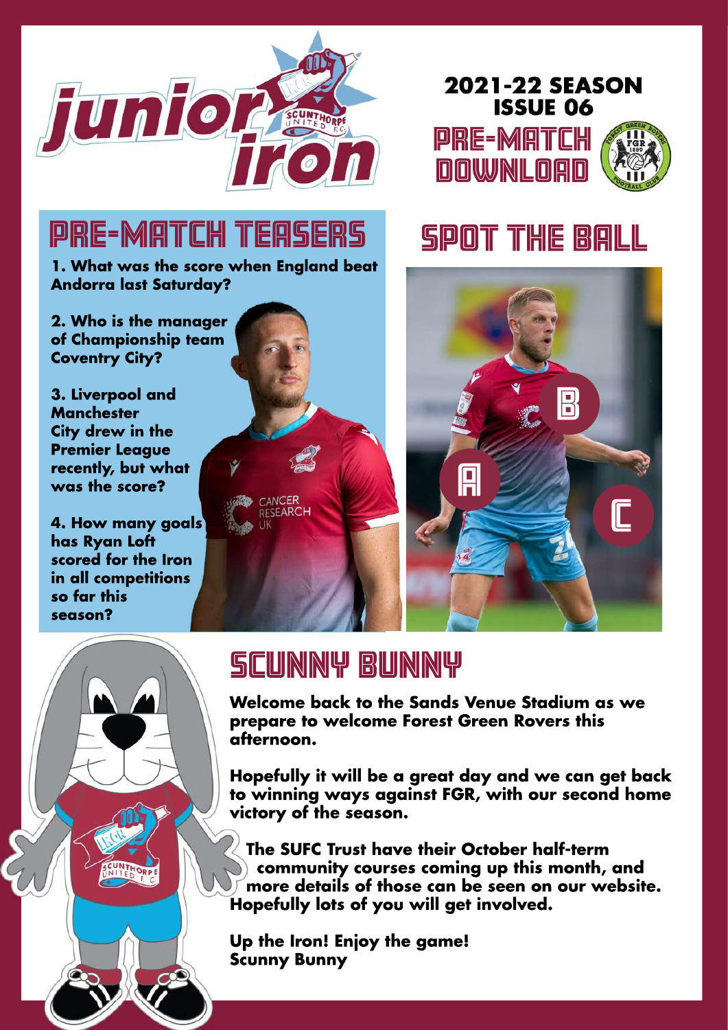# junior iron

**2021-22 SEASON**
**ISSUE 06**

## PRE-MATCH DOWNLOAD

## PRE-MATCH TEASERS

**1. What was the score when England beat Andorra last Saturday?**

**2. Who is the manager of Championship team Coventry City?**

**3. Liverpool and Manchester City drew in the Premier League recently, but what was the score?**

**4. How many goals has Ryan Loft scored for the Iron in all competitions so far this season?**

## SPOT THE BALL

A

B

C

## SCUNNY BUNNY

**Welcome back to the Sands Venue Stadium as we prepare to welcome Forest Green Rovers this afternoon.**

**Hopefully it will be a great day and we can get back to winning ways against FGR, with our second home victory of the season.**

**The SUFC Trust have their October half-term community courses coming up this month, and more details of those can be seen on our website. Hopefully lots of you will get involved.**

**Up the Iron! Enjoy the game!**
**Scunny Bunny**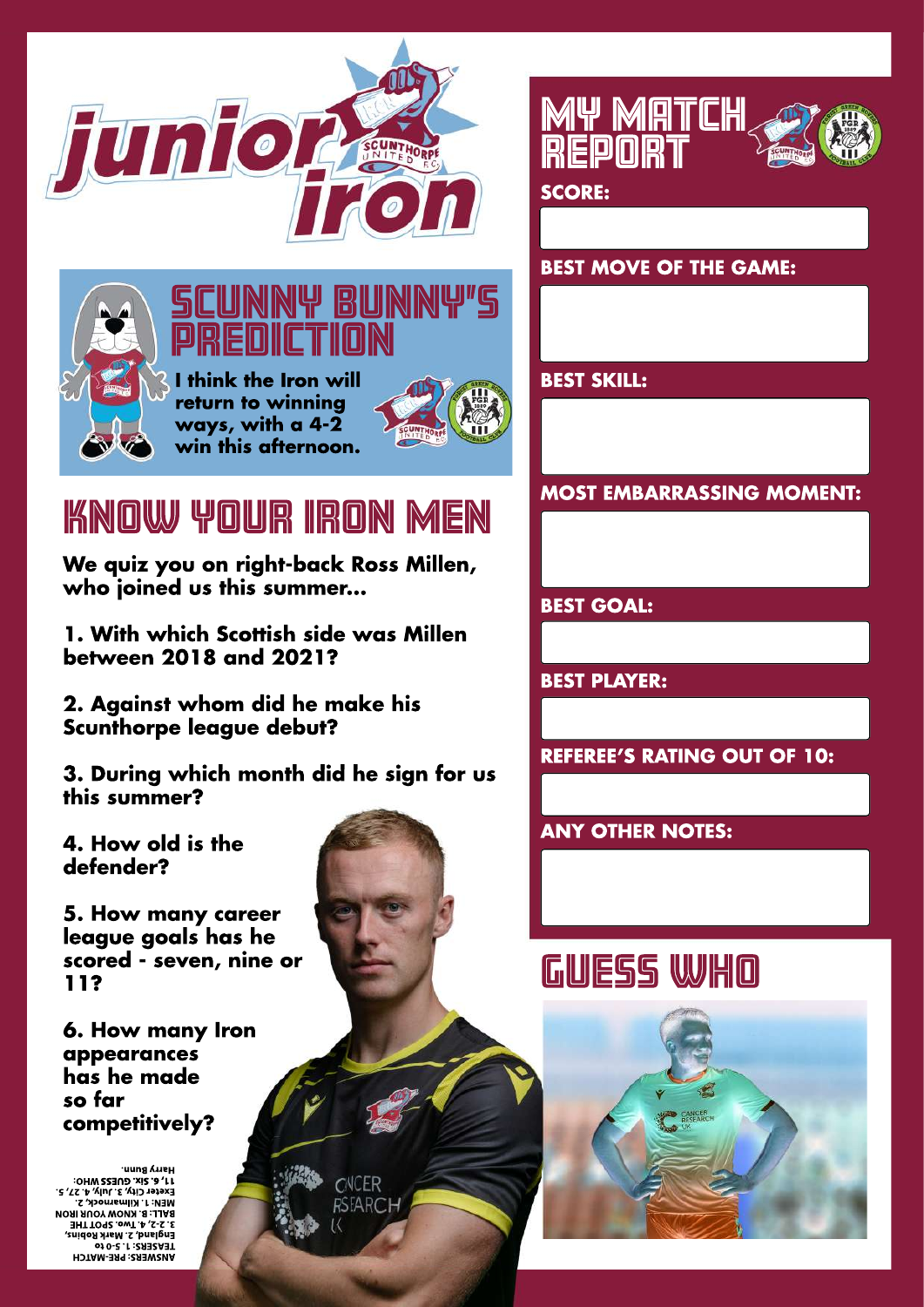# junior iron

## SCUNNY BUNNY'S PREDICTION

**I think the Iron will return to winning ways, with a 4-2 win this afternoon.**

## KNOW YOUR IRON MEN

**We quiz you on right-back Ross Millen, who joined us this summer...**

**1. With which Scottish side was Millen between 2018 and 2021?**

**2. Against whom did he make his Scunthorpe league debut?**

**3. During which month did he sign for us this summer?**

**4. How old is the defender?**

**5. How many career league goals has he scored - seven, nine or 11?**

**6. How many Iron appearances has he made so far competitively?**

ANSWERS: PRE-MATCH TEASERS: 1. 5-0 to England, 2. Mark Robins, 3. 2-2, 4. Two. SPOT THE BALL: 8. KNOW YOUR IRON MEN: 1. Kilmarnock, 2. Exeter City, 3. July, 4. 27, 5. 11, 6. Six. GUESS WHO: Harry Bunn.

## MY MATCH REPORT

**SCORE:**

**BEST MOVE OF THE GAME:**

**BEST SKILL:**

**MOST EMBARRASSING MOMENT:**

**BEST GOAL:**

**BEST PLAYER:**

**REFEREE'S RATING OUT OF 10:**

**ANY OTHER NOTES:**

## GUESS WHO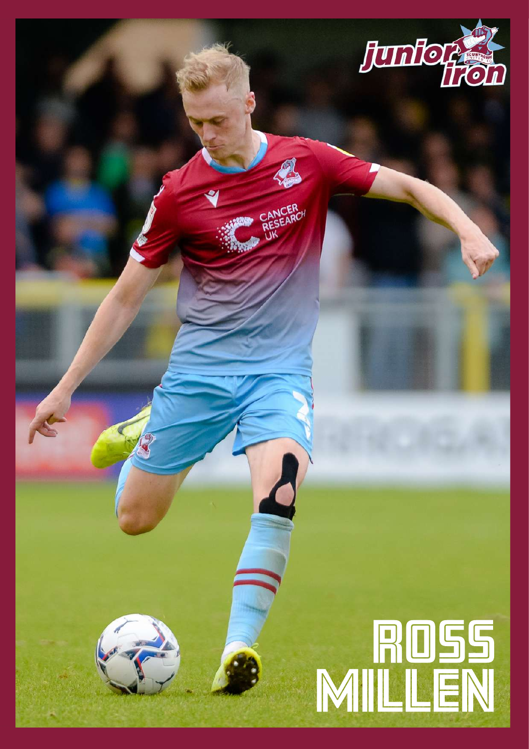junior iron

# ROSS MILLEN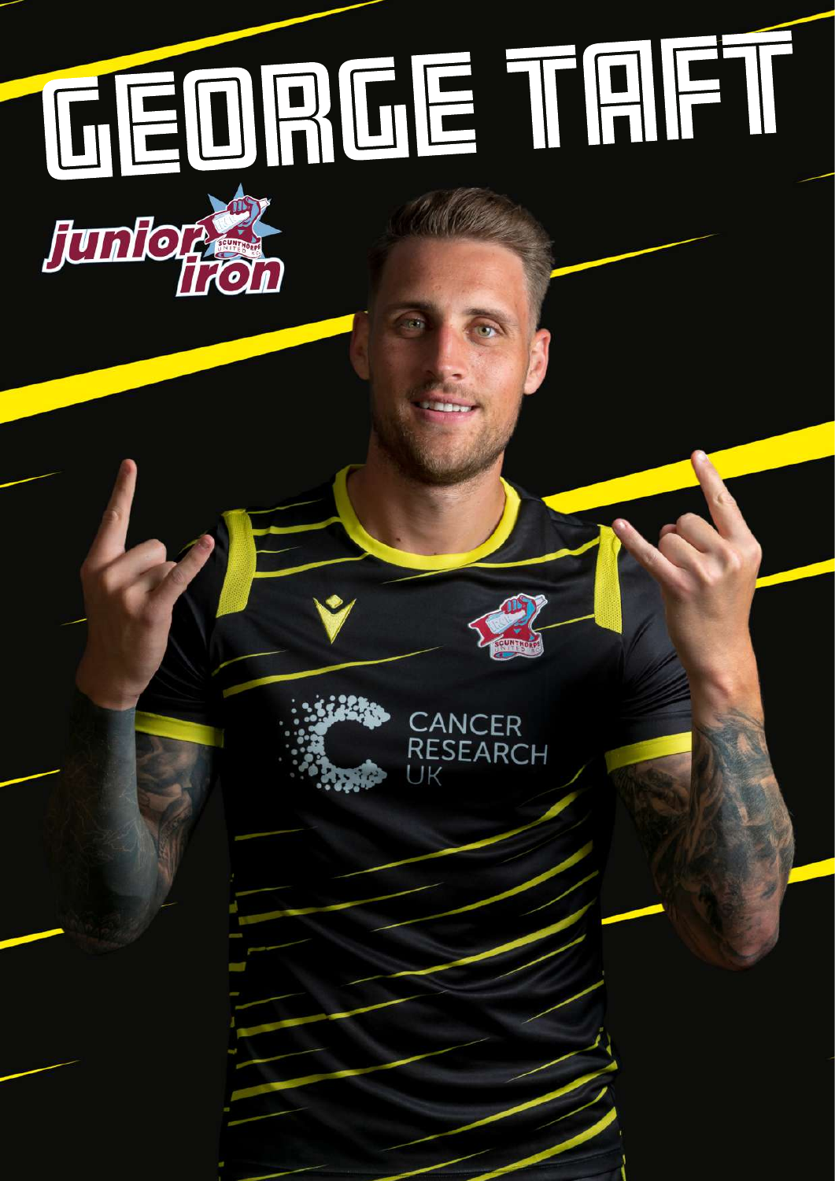# GEORGE TAFT

junior iron